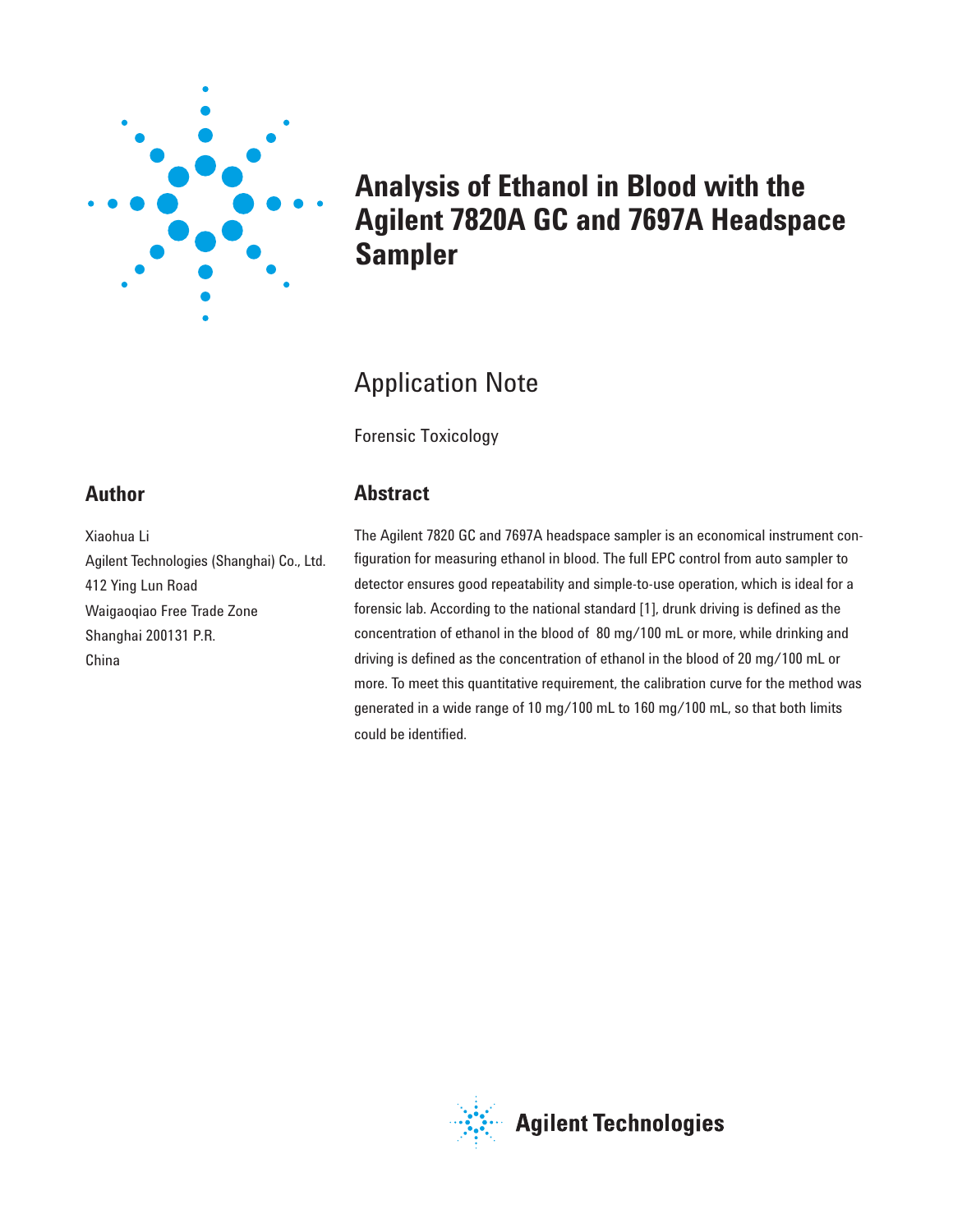# Analysis of Ethanol in Blood with the Agilent 7820A GC and 7697A Headspace Sampler

## Application Note

Forensic Toxicology

## Author

Xiaohua Li
Agilent Technologies (Shanghai) Co., Ltd.
412 Ying Lun Road
Waigaoqiao Free Trade Zone
Shanghai 200131 P.R.
China

## Abstract

The Agilent 7820 GC and 7697A headspace sampler is an economical instrument configuration for measuring ethanol in blood. The full EPC control from auto sampler to detector ensures good repeatability and simple-to-use operation, which is ideal for a forensic lab. According to the national standard [1], drunk driving is defined as the concentration of ethanol in the blood of 80 mg/100 mL or more, while drinking and driving is defined as the concentration of ethanol in the blood of 20 mg/100 mL or more. To meet this quantitative requirement, the calibration curve for the method was generated in a wide range of 10 mg/100 mL to 160 mg/100 mL, so that both limits could be identified.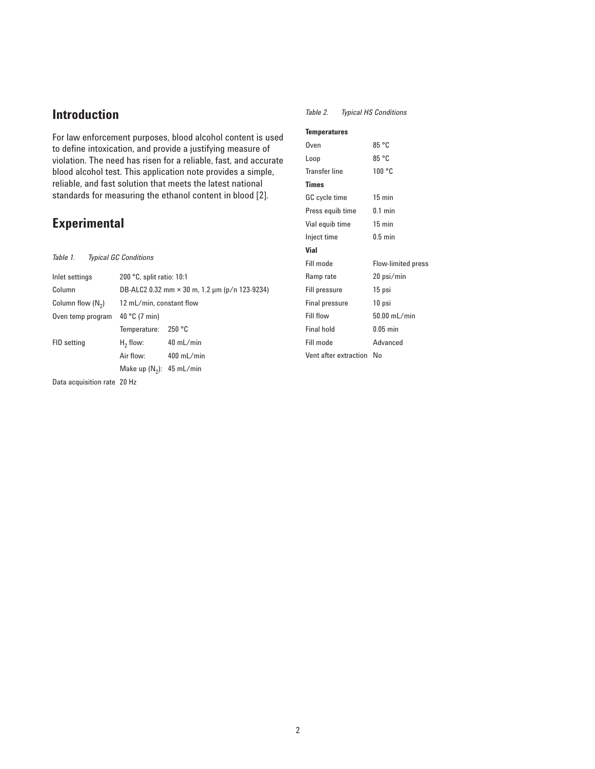## Introduction

For law enforcement purposes, blood alcohol content is used to define intoxication, and provide a justifying measure of violation. The need has risen for a reliable, fast, and accurate blood alcohol test. This application note provides a simple, reliable, and fast solution that meets the latest national standards for measuring the ethanol content in blood [2].

## Experimental

*Table 1. Typical GC Conditions*

| | | |
|---|---|---|
| Inlet settings | 200 °C, split ratio: 10:1 | |
| Column | DB-ALC2 0.32 mm × 30 m, 1.2 µm (p/n 123-9234) | |
| Column flow ($N_2$) | 12 mL/min, constant flow | |
| Oven temp program | 40 °C (7 min) | |
| | Temperature: | 250 °C |
| FID setting | $H_2$ flow: | 40 mL/min |
| | Air flow: | 400 mL/min |
| | Make up ($N_2$): | 45 mL/min |
| Data acquisition rate | 20 Hz | |

*Table 2. Typical HS Conditions*

| | |
|---|---|
| **Temperatures** | |
| Oven | 85 °C |
| Loop | 85 °C |
| Transfer line | 100 °C |
| **Times** | |
| GC cycle time | 15 min |
| Press equib time | 0.1 min |
| Vial equib time | 15 min |
| Inject time | 0.5 min |
| **Vial** | |
| Fill mode | Flow-limited press |
| Ramp rate | 20 psi/min |
| Fill pressure | 15 psi |
| Final pressure | 10 psi |
| Fill flow | 50.00 mL/min |
| Final hold | 0.05 min |
| Fill mode | Advanced |
| Vent after extraction | No |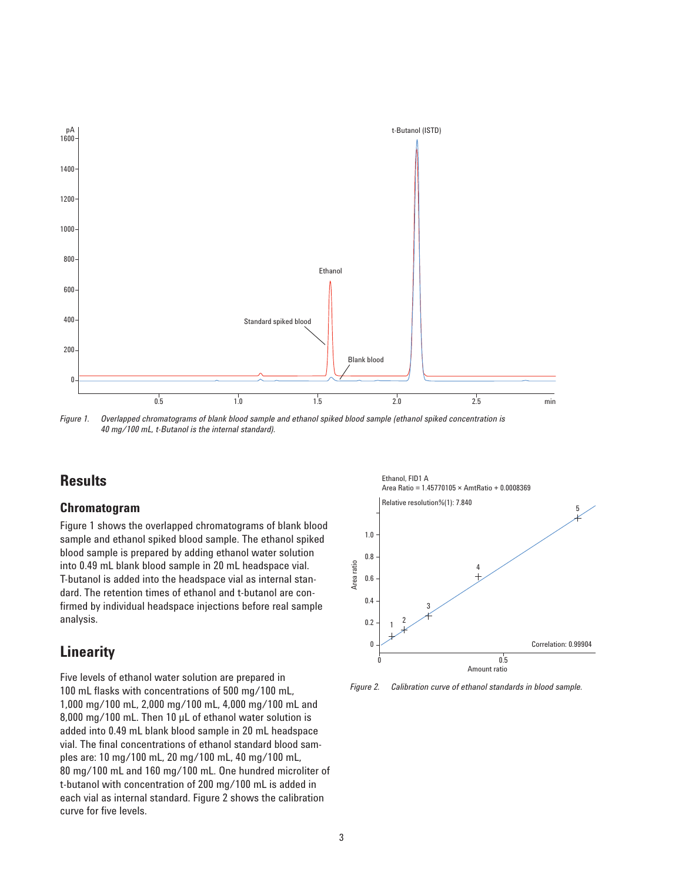*Figure 1. Overlapped chromatograms of blank blood sample and ethanol spiked blood sample (ethanol spiked concentration is 40 mg/100 mL, t-Butanol is the internal standard).*

## Results

### Chromatogram

Figure 1 shows the overlapped chromatograms of blank blood sample and ethanol spiked blood sample. The ethanol spiked blood sample is prepared by adding ethanol water solution into 0.49 mL blank blood sample in 20 mL headspace vial. T-butanol is added into the headspace vial as internal standard. The retention times of ethanol and t-butanol are confirmed by individual headspace injections before real sample analysis.

## Linearity

Five levels of ethanol water solution are prepared in 100 mL flasks with concentrations of 500 mg/100 mL, 1,000 mg/100 mL, 2,000 mg/100 mL, 4,000 mg/100 mL and 8,000 mg/100 mL. Then 10 µL of ethanol water solution is added into 0.49 mL blank blood sample in 20 mL headspace vial. The final concentrations of ethanol standard blood samples are: 10 mg/100 mL, 20 mg/100 mL, 40 mg/100 mL, 80 mg/100 mL and 160 mg/100 mL. One hundred microliter of t-butanol with concentration of 200 mg/100 mL is added in each vial as internal standard. Figure 2 shows the calibration curve for five levels.

*Figure 2. Calibration curve of ethanol standards in blood sample.*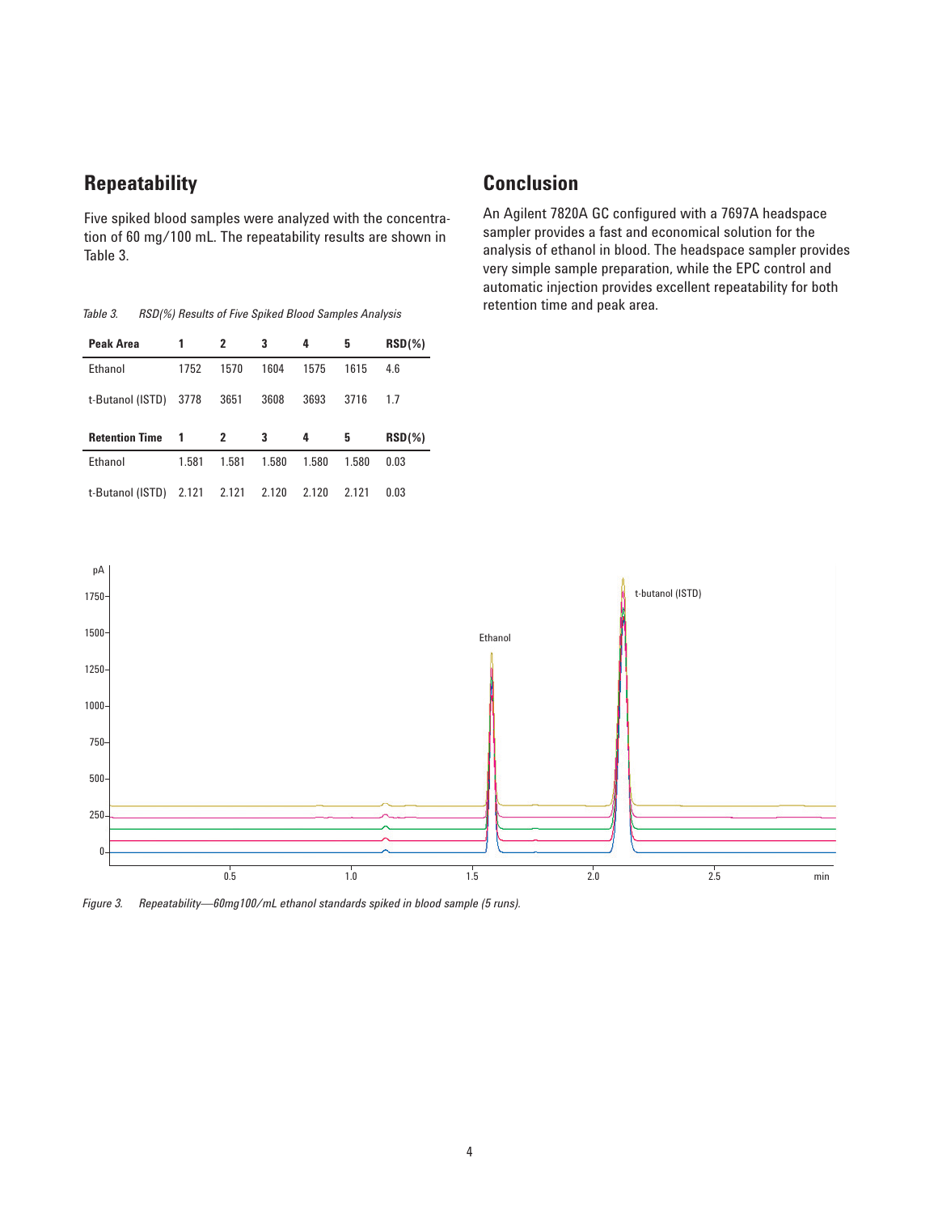## Repeatability

Five spiked blood samples were analyzed with the concentration of 60 mg/100 mL. The repeatability results are shown in Table 3.

*Table 3. RSD(%) Results of Five Spiked Blood Samples Analysis*

| Peak Area | 1 | 2 | 3 | 4 | 5 | RSD(%) |
|---|---|---|---|---|---|---|
| Ethanol | 1752 | 1570 | 1604 | 1575 | 1615 | 4.6 |
| t-Butanol (ISTD) | 3778 | 3651 | 3608 | 3693 | 3716 | 1.7 |
| **Retention Time** | **1** | **2** | **3** | **4** | **5** | **RSD(%)** |
| Ethanol | 1.581 | 1.581 | 1.580 | 1.580 | 1.580 | 0.03 |
| t-Butanol (ISTD) | 2.121 | 2.121 | 2.120 | 2.120 | 2.121 | 0.03 |

*Figure 3. Repeatability—60mg100/mL ethanol standards spiked in blood sample (5 runs).*

## Conclusion

An Agilent 7820A GC configured with a 7697A headspace sampler provides a fast and economical solution for the analysis of ethanol in blood. The headspace sampler provides very simple sample preparation, while the EPC control and automatic injection provides excellent repeatability for both retention time and peak area.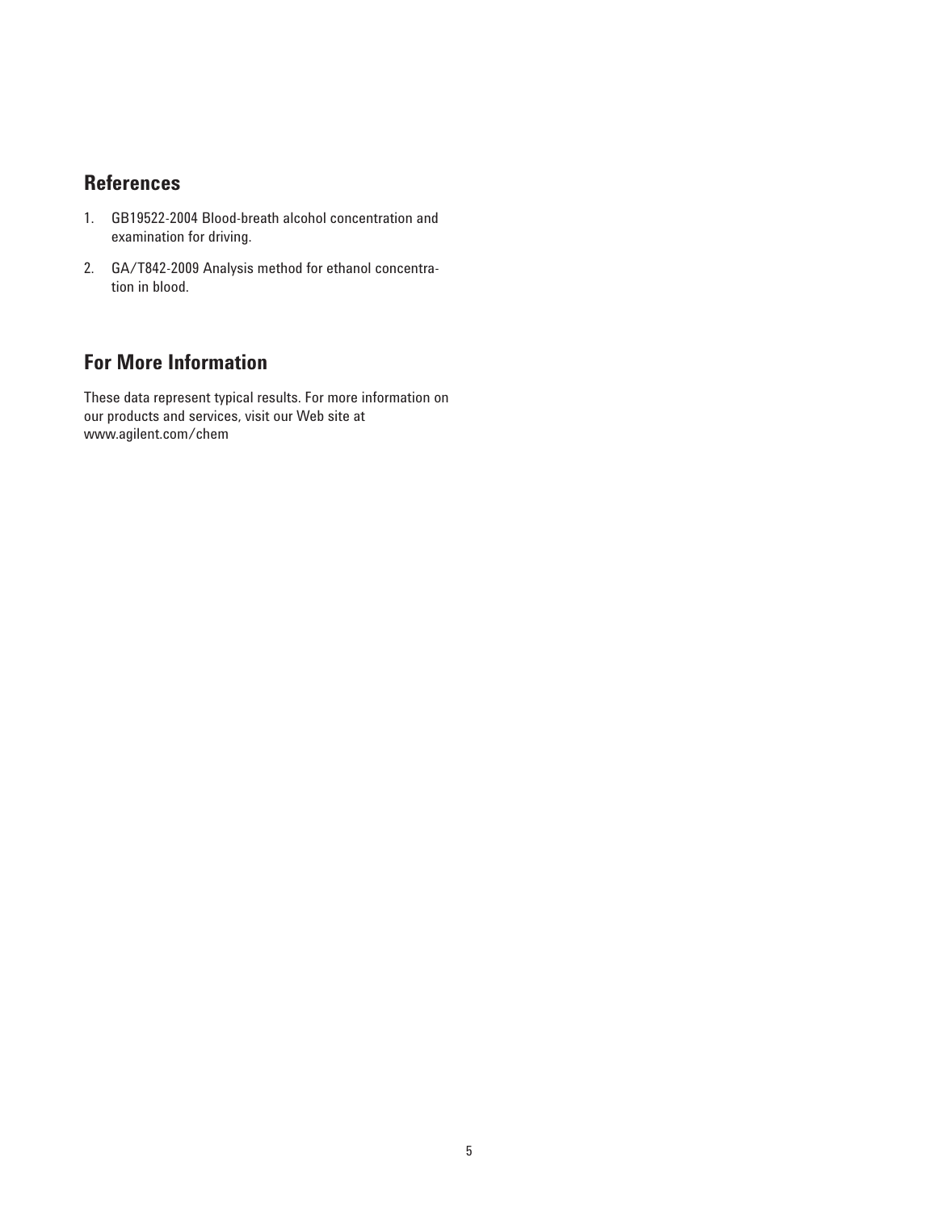## References

1. GB19522-2004 Blood-breath alcohol concentration and examination for driving.

2. GA/T842-2009 Analysis method for ethanol concentration in blood.

## For More Information

These data represent typical results. For more information on our products and services, visit our Web site at www.agilent.com/chem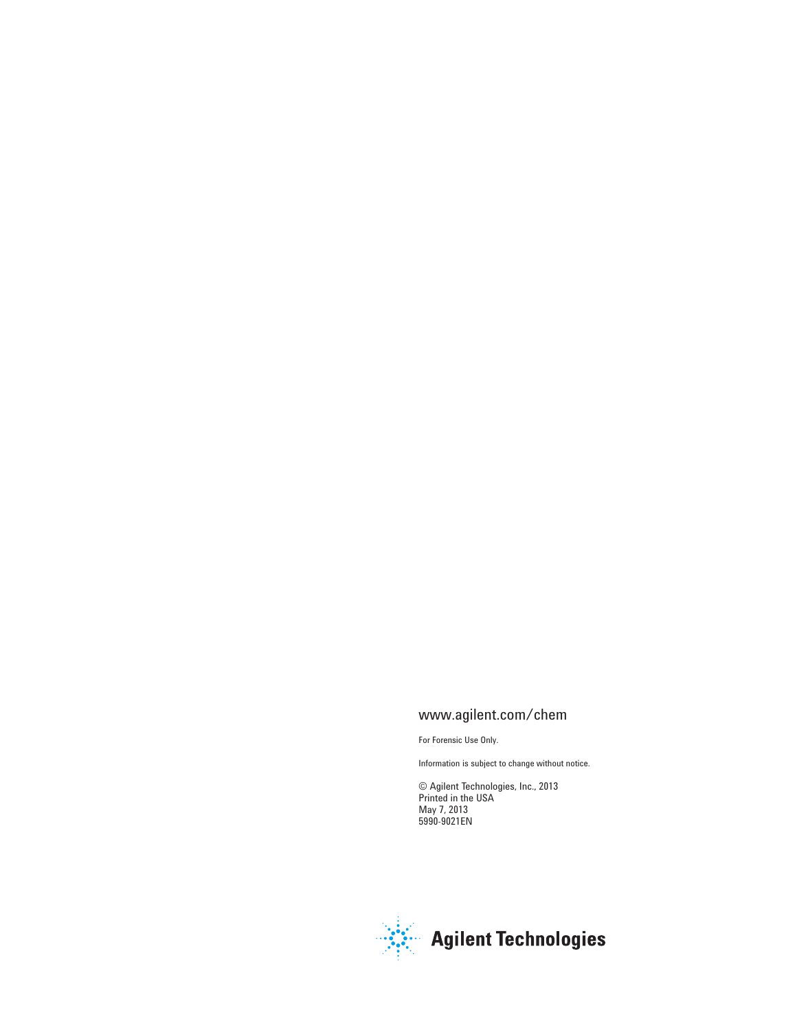www.agilent.com/chem

For Forensic Use Only.

Information is subject to change without notice.

© Agilent Technologies, Inc., 2013
Printed in the USA
May 7, 2013
5990-9021EN

**Agilent Technologies**